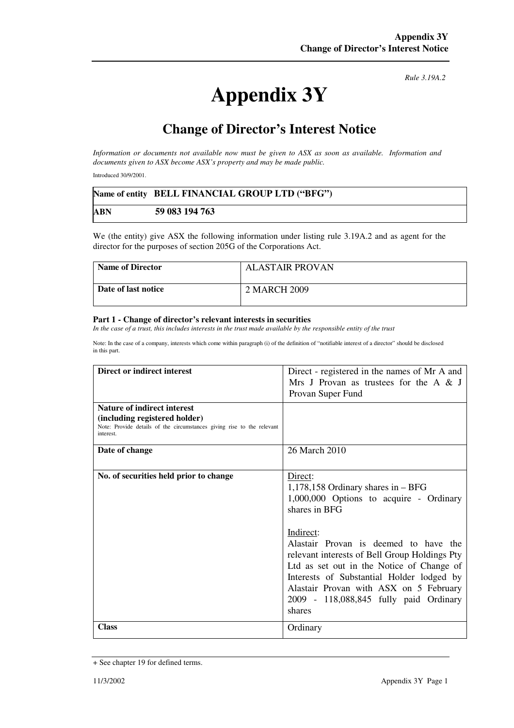*Rule 3.19A.2*

# Appendix 3Y

## Change of Director's Interest Notice

*Information or documents not available now must be given to ASX as soon as available. Information and documents given to ASX become ASX's property and may be made public.*

Introduced 30/9/2001.

| **Name of entity** | **BELL FINANCIAL GROUP LTD ("BFG")** |
|---|---|
| **ABN** | **59 083 194 763** |

We (the entity) give ASX the following information under listing rule 3.19A.2 and as agent for the director for the purposes of section 205G of the Corporations Act.

| **Name of Director** | ALASTAIR PROVAN |
|---|---|
| **Date of last notice** | 2 MARCH 2009 |

**Part 1 - Change of director's relevant interests in securities**

*In the case of a trust, this includes interests in the trust made available by the responsible entity of the trust*

Note: In the case of a company, interests which come within paragraph (i) of the definition of "notifiable interest of a director" should be disclosed in this part.

| **Direct or indirect interest** | Direct - registered in the names of Mr A and Mrs J Provan as trustees for the A & J Provan Super Fund |
|---|---|
| **Nature of indirect interest (including registered holder)**<br>Note: Provide details of the circumstances giving rise to the relevant interest. | |
| **Date of change** | 26 March 2010 |
| **No. of securities held prior to change** | Direct:<br>1,178,158 Ordinary shares in – BFG<br>1,000,000 Options to acquire - Ordinary shares in BFG<br><br>Indirect:<br>Alastair Provan is deemed to have the relevant interests of Bell Group Holdings Pty Ltd as set out in the Notice of Change of Interests of Substantial Holder lodged by Alastair Provan with ASX on 5 February 2009 - 118,088,845 fully paid Ordinary shares |
| **Class** | Ordinary |

+ See chapter 19 for defined terms.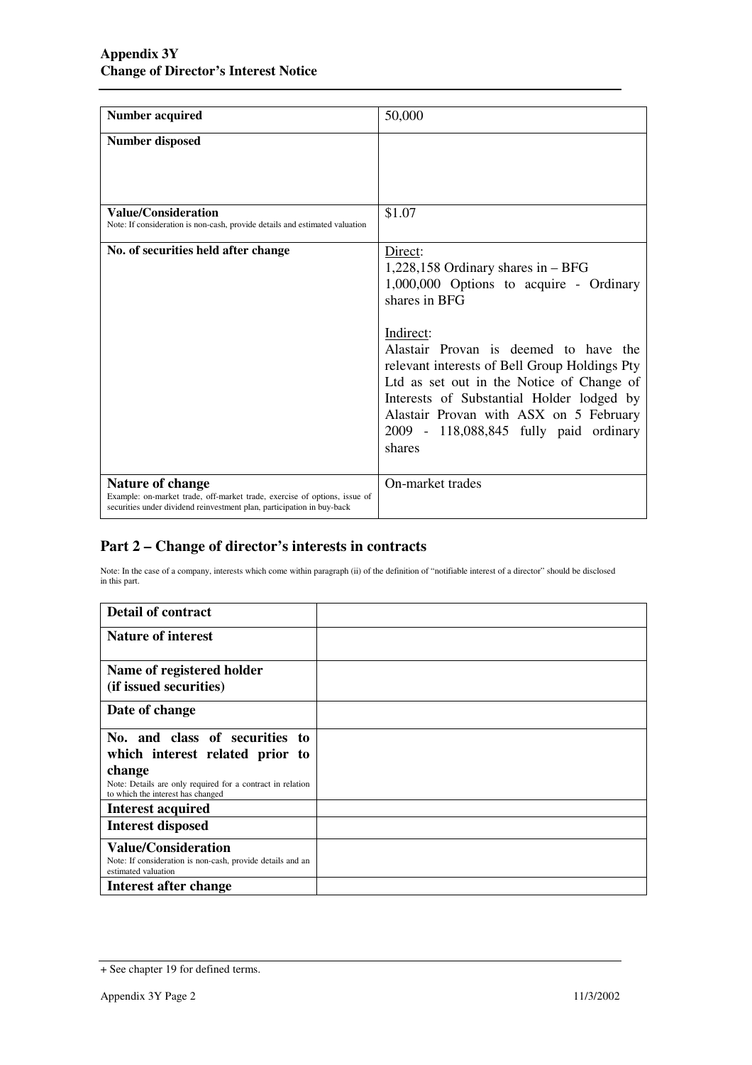| | |
|---|---|
| **Number acquired** | 50,000 |
| **Number disposed** | |
| **Value/Consideration**<br>Note: If consideration is non-cash, provide details and estimated valuation | $1.07 |
| **No. of securities held after change** | Direct:<br>1,228,158 Ordinary shares in – BFG<br>1,000,000 Options to acquire - Ordinary shares in BFG<br><br>Indirect:<br>Alastair Provan is deemed to have the relevant interests of Bell Group Holdings Pty Ltd as set out in the Notice of Change of Interests of Substantial Holder lodged by Alastair Provan with ASX on 5 February 2009 - 118,088,845 fully paid ordinary shares |
| **Nature of change**<br>Example: on-market trade, off-market trade, exercise of options, issue of securities under dividend reinvestment plan, participation in buy-back | On-market trades |

## Part 2 – Change of director's interests in contracts

Note: In the case of a company, interests which come within paragraph (ii) of the definition of "notifiable interest of a director" should be disclosed in this part.

| | |
|---|---|
| **Detail of contract** | |
| **Nature of interest** | |
| **Name of registered holder (if issued securities)** | |
| **Date of change** | |
| **No. and class of securities to which interest related prior to change**<br>Note: Details are only required for a contract in relation to which the interest has changed | |
| **Interest acquired** | |
| **Interest disposed** | |
| **Value/Consideration**<br>Note: If consideration is non-cash, provide details and an estimated valuation | |
| **Interest after change** | |

+ See chapter 19 for defined terms.